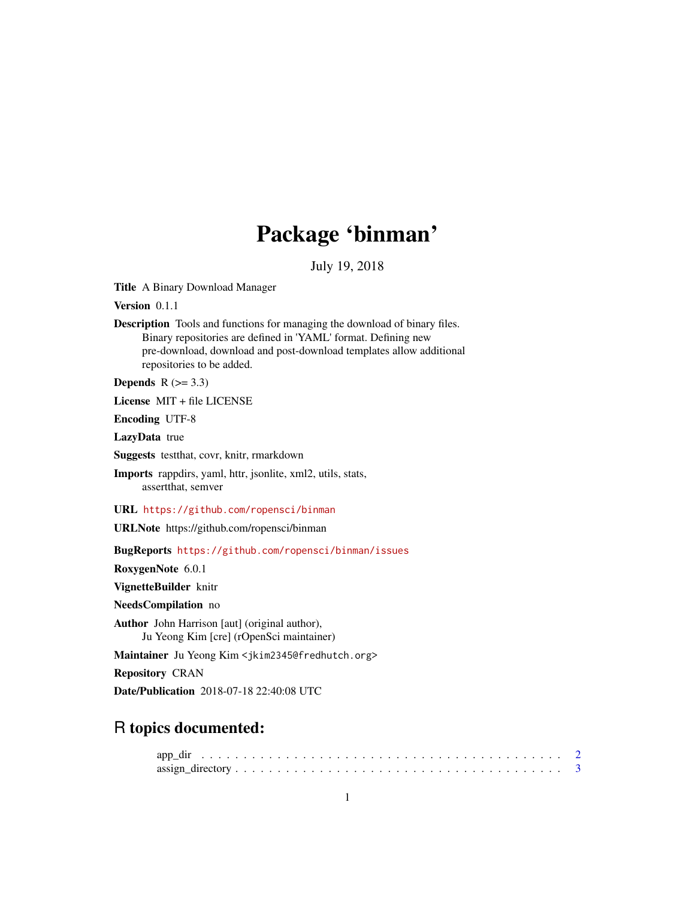# Package 'binman'

July 19, 2018

**Title** A Binary Download Manager

**Version** 0.1.1

**Description** Tools and functions for managing the download of binary files. Binary repositories are defined in 'YAML' format. Defining new pre-download, download and post-download templates allow additional repositories to be added.

**Depends** R (>= 3.3)

**License** MIT + file LICENSE

**Encoding** UTF-8

**LazyData** true

**Suggests** testthat, covr, knitr, rmarkdown

**Imports** rappdirs, yaml, httr, jsonlite, xml2, utils, stats, assertthat, semver

**URL** https://github.com/ropensci/binman

**URLNote** https://github.com/ropensci/binman

**BugReports** https://github.com/ropensci/binman/issues

**RoxygenNote** 6.0.1

**VignetteBuilder** knitr

**NeedsCompilation** no

**Author** John Harrison [aut] (original author), Ju Yeong Kim [cre] (rOpenSci maintainer)

**Maintainer** Ju Yeong Kim <jkim2345@fredhutch.org>

**Repository** CRAN

**Date/Publication** 2018-07-18 22:40:08 UTC

## R topics documented:

app_dir . . . . . . . . . . . . . . . . . . . . . . . . . . . . . . . . . . . . . . . . . 2
assign_directory . . . . . . . . . . . . . . . . . . . . . . . . . . . . . . . . . . . . . 3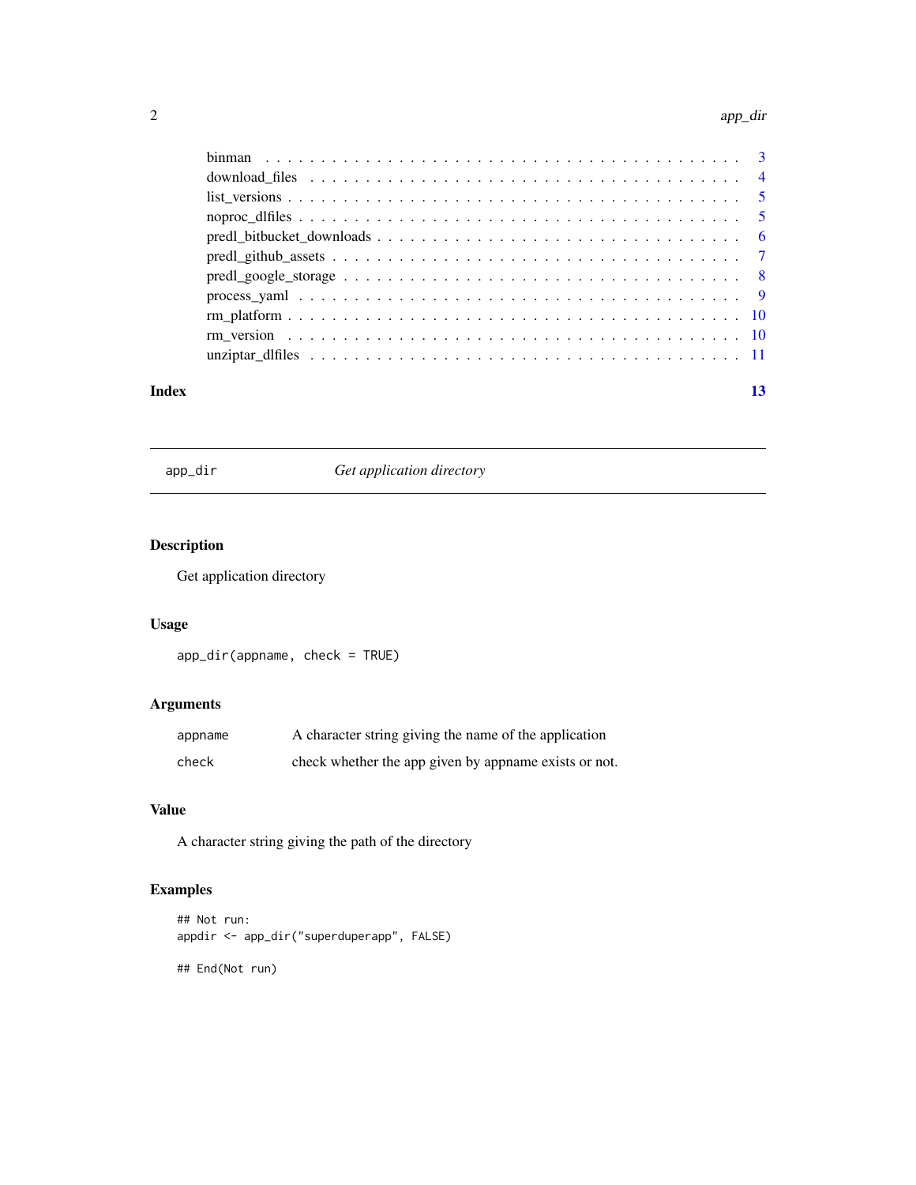binman . . . . . . . . . . . . . . . . . . . . . . . . . . . . . . . . . . . . . . . 3
download_files . . . . . . . . . . . . . . . . . . . . . . . . . . . . . . . . . . . 4
list_versions . . . . . . . . . . . . . . . . . . . . . . . . . . . . . . . . . . . . 5
noproc_dlfiles . . . . . . . . . . . . . . . . . . . . . . . . . . . . . . . . . . . 5
predl_bitbucket_downloads . . . . . . . . . . . . . . . . . . . . . . . . . . . . 6
predl_github_assets . . . . . . . . . . . . . . . . . . . . . . . . . . . . . . . . 7
predl_google_storage . . . . . . . . . . . . . . . . . . . . . . . . . . . . . . . 8
process_yaml . . . . . . . . . . . . . . . . . . . . . . . . . . . . . . . . . . . 9
rm_platform . . . . . . . . . . . . . . . . . . . . . . . . . . . . . . . . . . . . 10
rm_version . . . . . . . . . . . . . . . . . . . . . . . . . . . . . . . . . . . . 10
unziptar_dlfiles . . . . . . . . . . . . . . . . . . . . . . . . . . . . . . . . . 11

**Index** **13**

---

`app_dir` *Get application directory*

---

## Description

Get application directory

## Usage

```
app_dir(appname, check = TRUE)
```

## Arguments

| | |
|---|---|
| `appname` | A character string giving the name of the application |
| `check` | check whether the app given by appname exists or not. |

## Value

A character string giving the path of the directory

## Examples

```
## Not run:
appdir <- app_dir("superduperapp", FALSE)

## End(Not run)
```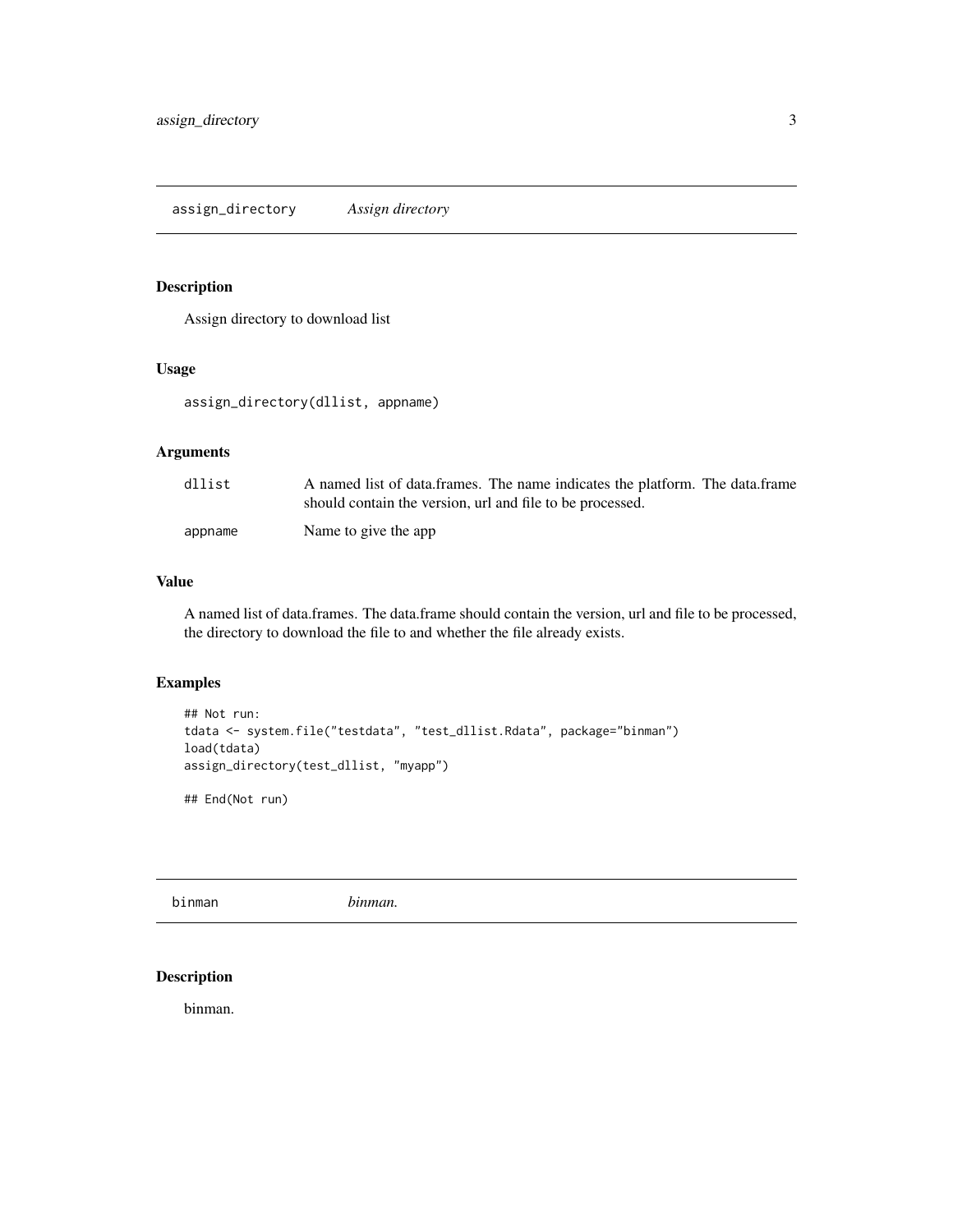## assign_directory — *Assign directory*

### Description

Assign directory to download list

### Usage

```
assign_directory(dllist, appname)
```

### Arguments

| | |
|---|---|
| dllist | A named list of data.frames. The name indicates the platform. The data.frame should contain the version, url and file to be processed. |
| appname | Name to give the app |

### Value

A named list of data.frames. The data.frame should contain the version, url and file to be processed, the directory to download the file to and whether the file already exists.

### Examples

```
## Not run:
tdata <- system.file("testdata", "test_dllist.Rdata", package="binman")
load(tdata)
assign_directory(test_dllist, "myapp")

## End(Not run)
```

## binman — *binman.*

### Description

binman.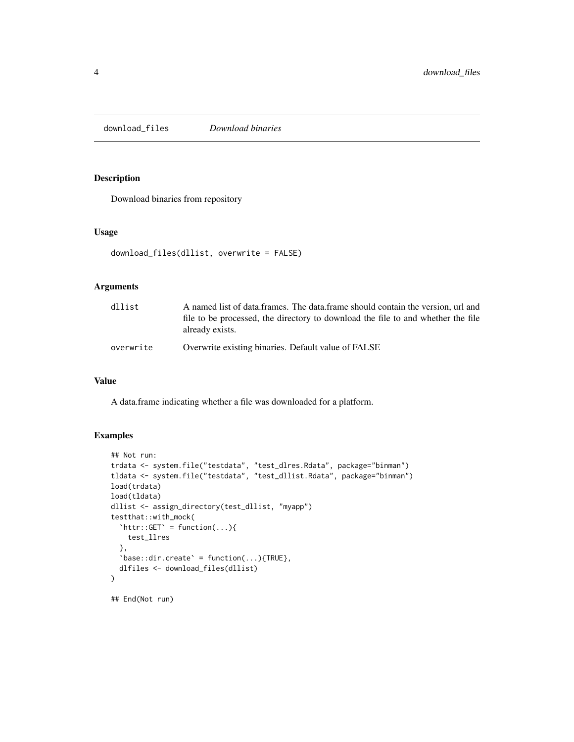## download_files *Download binaries*

### Description

Download binaries from repository

### Usage

```
download_files(dllist, overwrite = FALSE)
```

### Arguments

| | |
|---|---|
| dllist | A named list of data.frames. The data.frame should contain the version, url and file to be processed, the directory to download the file to and whether the file already exists. |
| overwrite | Overwrite existing binaries. Default value of FALSE |

### Value

A data.frame indicating whether a file was downloaded for a platform.

### Examples

```
## Not run:
trdata <- system.file("testdata", "test_dlres.Rdata", package="binman")
tldata <- system.file("testdata", "test_dllist.Rdata", package="binman")
load(trdata)
load(tldata)
dllist <- assign_directory(test_dllist, "myapp")
testthat::with_mock(
  `httr::GET` = function(...){
    test_llres
  },
  `base::dir.create` = function(...){TRUE},
  dlfiles <- download_files(dllist)
)

## End(Not run)
```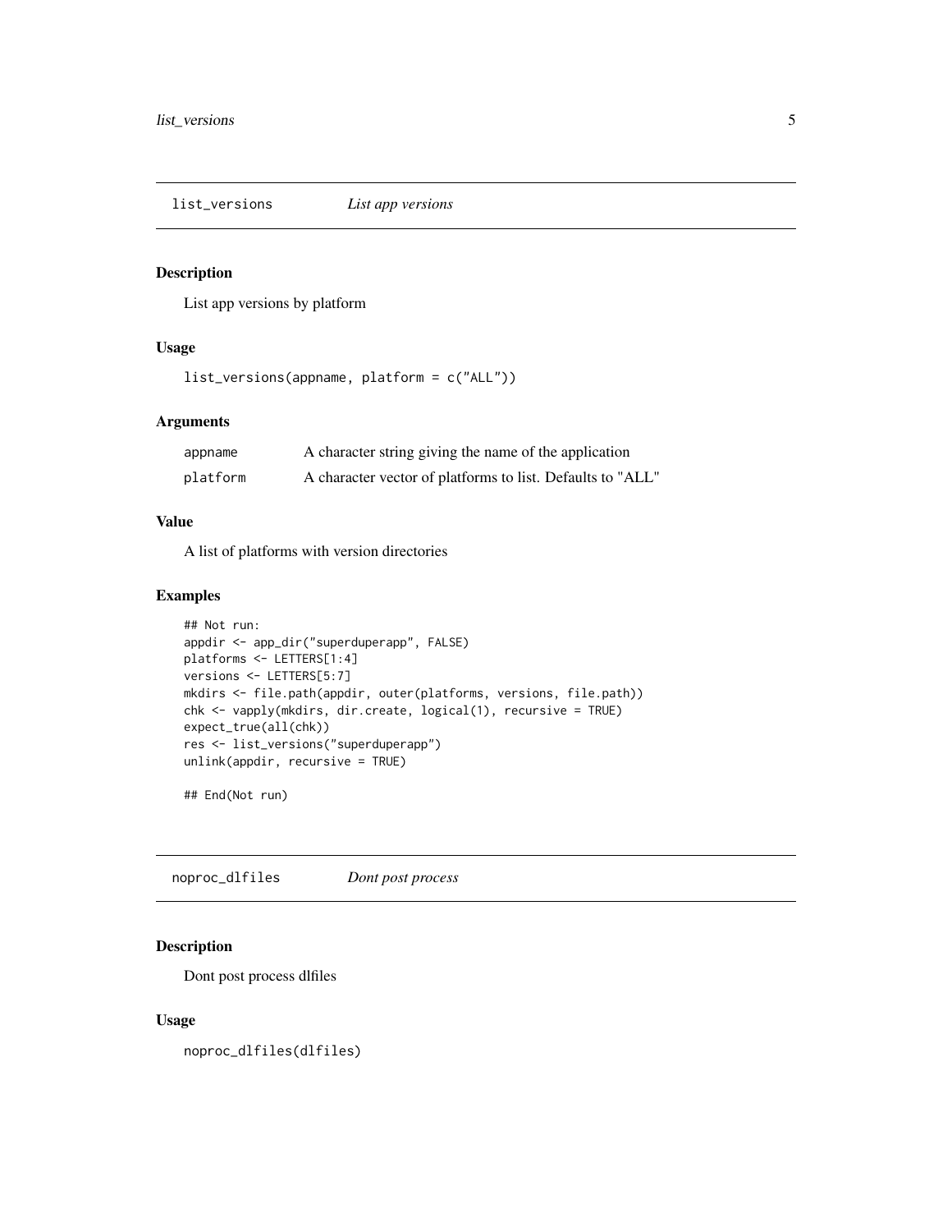## list_versions *List app versions*

### Description

List app versions by platform

### Usage

```
list_versions(appname, platform = c("ALL"))
```

### Arguments

| | |
|---|---|
| appname | A character string giving the name of the application |
| platform | A character vector of platforms to list. Defaults to "ALL" |

### Value

A list of platforms with version directories

### Examples

```
## Not run:
appdir <- app_dir("superduperapp", FALSE)
platforms <- LETTERS[1:4]
versions <- LETTERS[5:7]
mkdirs <- file.path(appdir, outer(platforms, versions, file.path))
chk <- vapply(mkdirs, dir.create, logical(1), recursive = TRUE)
expect_true(all(chk))
res <- list_versions("superduperapp")
unlink(appdir, recursive = TRUE)

## End(Not run)
```

## noproc_dlfiles *Dont post process*

### Description

Dont post process dlfiles

### Usage

```
noproc_dlfiles(dlfiles)
```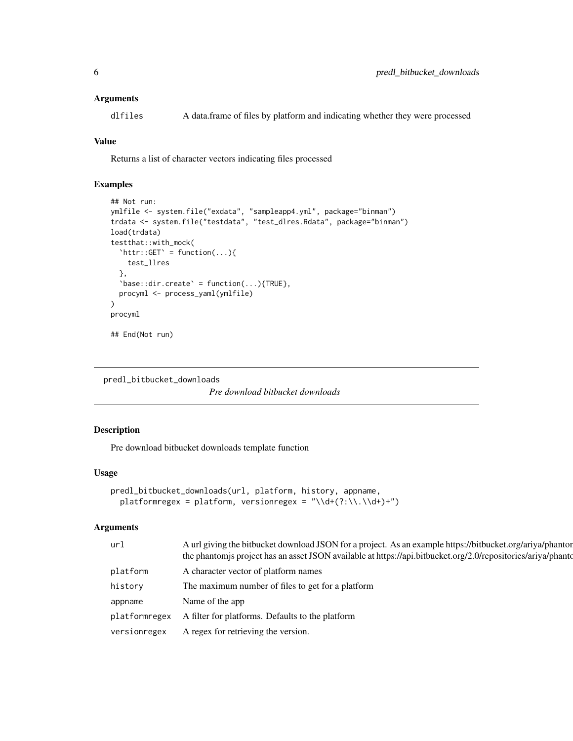### Arguments

| | |
|---|---|
| dlfiles | A data.frame of files by platform and indicating whether they were processed |

### Value

Returns a list of character vectors indicating files processed

### Examples

```
## Not run:
ymlfile <- system.file("exdata", "sampleapp4.yml", package="binman")
trdata <- system.file("testdata", "test_dlres.Rdata", package="binman")
load(trdata)
testthat::with_mock(
  `httr::GET` = function(...){
    test_llres
  },
  `base::dir.create` = function(...){TRUE},
  procyml <- process_yaml(ymlfile)
)
procyml

## End(Not run)
```

---

## predl_bitbucket_downloads

*Pre download bitbucket downloads*

---

### Description

Pre download bitbucket downloads template function

### Usage

```
predl_bitbucket_downloads(url, platform, history, appname,
  platformregex = platform, versionregex = "\\d+(?:\\.\\d+)+")
```

### Arguments

| | |
|---|---|
| url | A url giving the bitbucket download JSON for a project. As an example https://bitbucket.org/ariya/phantor the phantomjs project has an asset JSON available at https://api.bitbucket.org/2.0/repositories/ariya/phanto |
| platform | A character vector of platform names |
| history | The maximum number of files to get for a platform |
| appname | Name of the app |
| platformregex | A filter for platforms. Defaults to the platform |
| versionregex | A regex for retrieving the version. |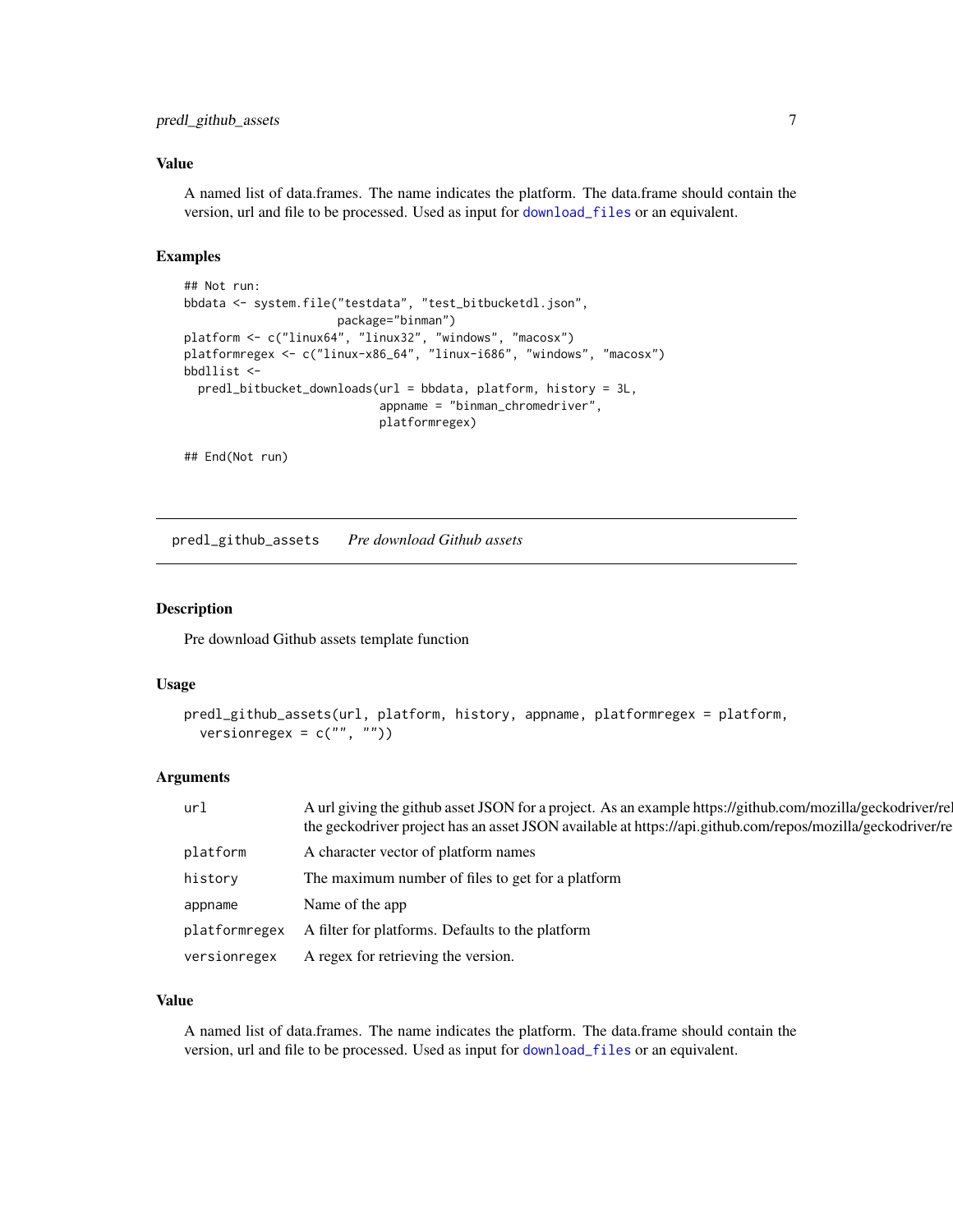### Value

A named list of data.frames. The name indicates the platform. The data.frame should contain the version, url and file to be processed. Used as input for `download_files` or an equivalent.

### Examples

```
## Not run:
bbdata <- system.file("testdata", "test_bitbucketdl.json",
                      package="binman")
platform <- c("linux64", "linux32", "windows", "macosx")
platformregex <- c("linux-x86_64", "linux-i686", "windows", "macosx")
bbdllist <-
  predl_bitbucket_downloads(url = bbdata, platform, history = 3L,
                            appname = "binman_chromedriver",
                            platformregex)

## End(Not run)
```

---

## predl_github_assets — *Pre download Github assets*

### Description

Pre download Github assets template function

### Usage

```
predl_github_assets(url, platform, history, appname, platformregex = platform,
  versionregex = c("", ""))
```

### Arguments

| | |
|---|---|
| `url` | A url giving the github asset JSON for a project. As an example https://github.com/mozilla/geckodriver/rel the geckodriver project has an asset JSON available at https://api.github.com/repos/mozilla/geckodriver/re |
| `platform` | A character vector of platform names |
| `history` | The maximum number of files to get for a platform |
| `appname` | Name of the app |
| `platformregex` | A filter for platforms. Defaults to the platform |
| `versionregex` | A regex for retrieving the version. |

### Value

A named list of data.frames. The name indicates the platform. The data.frame should contain the version, url and file to be processed. Used as input for `download_files` or an equivalent.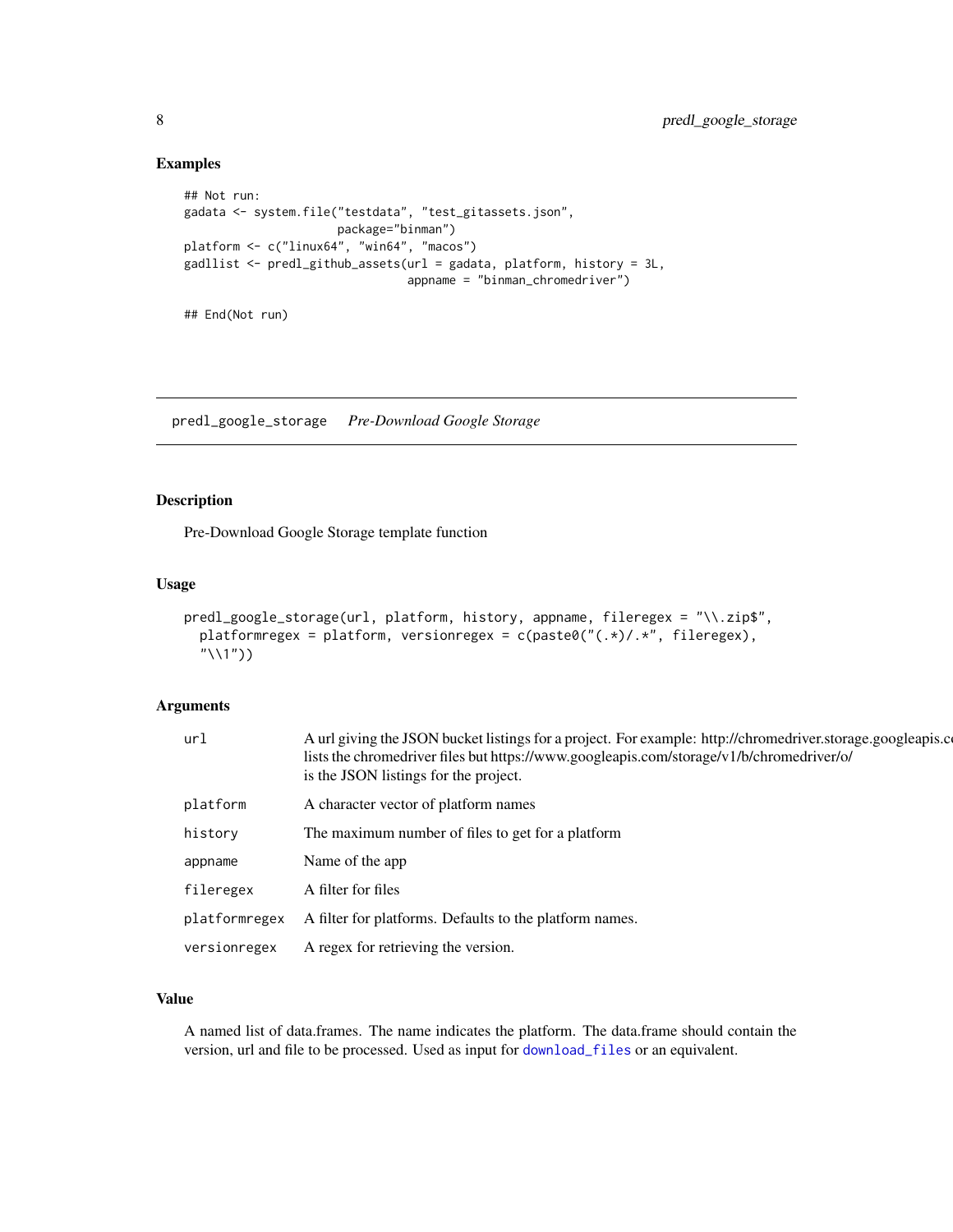### Examples

```
## Not run:
gadata <- system.file("testdata", "test_gitassets.json",
                      package="binman")
platform <- c("linux64", "win64", "macos")
gadllist <- predl_github_assets(url = gadata, platform, history = 3L,
                                appname = "binman_chromedriver")

## End(Not run)
```

## predl_google_storage *Pre-Download Google Storage*

### Description

Pre-Download Google Storage template function

### Usage

```
predl_google_storage(url, platform, history, appname, fileregex = "\\.zip$",
  platformregex = platform, versionregex = c(paste0("(.*)/.*", fileregex),
  "\\1"))
```

### Arguments

| | |
|---|---|
| url | A url giving the JSON bucket listings for a project. For example: http://chromedriver.storage.googleapis.co lists the chromedriver files but https://www.googleapis.com/storage/v1/b/chromedriver/o/ is the JSON listings for the project. |
| platform | A character vector of platform names |
| history | The maximum number of files to get for a platform |
| appname | Name of the app |
| fileregex | A filter for files |
| platformregex | A filter for platforms. Defaults to the platform names. |
| versionregex | A regex for retrieving the version. |

### Value

A named list of data.frames. The name indicates the platform. The data.frame should contain the version, url and file to be processed. Used as input for `download_files` or an equivalent.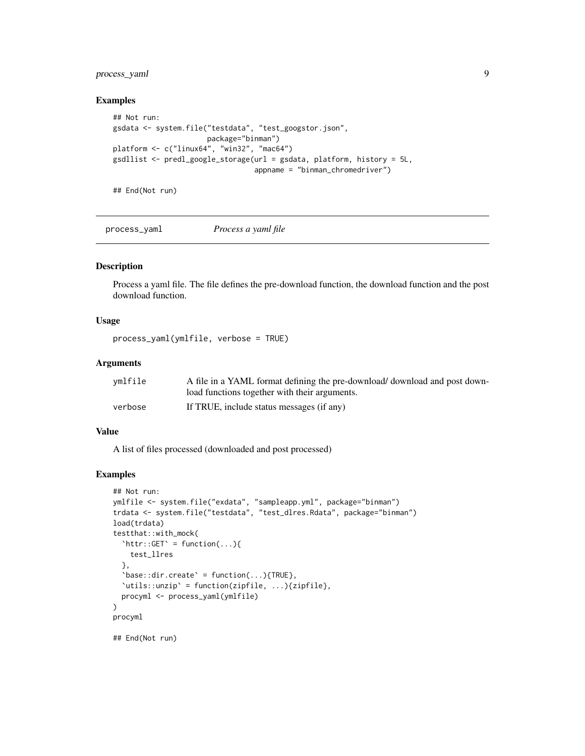## Examples

```
## Not run:
gsdata <- system.file("testdata", "test_googstor.json",
                      package="binman")
platform <- c("linux64", "win32", "mac64")
gsdllist <- predl_google_storage(url = gsdata, platform, history = 5L,
                                 appname = "binman_chromedriver")

## End(Not run)
```

---

# process_yaml    *Process a yaml file*

---

## Description

Process a yaml file. The file defines the pre-download function, the download function and the post download function.

## Usage

```
process_yaml(ymlfile, verbose = TRUE)
```

## Arguments

| | |
|---|---|
| ymlfile | A file in a YAML format defining the pre-download/ download and post download functions together with their arguments. |
| verbose | If TRUE, include status messages (if any) |

## Value

A list of files processed (downloaded and post processed)

## Examples

```
## Not run:
ymlfile <- system.file("exdata", "sampleapp.yml", package="binman")
trdata <- system.file("testdata", "test_dlres.Rdata", package="binman")
load(trdata)
testthat::with_mock(
  `httr::GET` = function(...){
    test_llres
  },
  `base::dir.create` = function(...){TRUE},
  `utils::unzip` = function(zipfile, ...){zipfile},
  procyml <- process_yaml(ymlfile)
)
procyml

## End(Not run)
```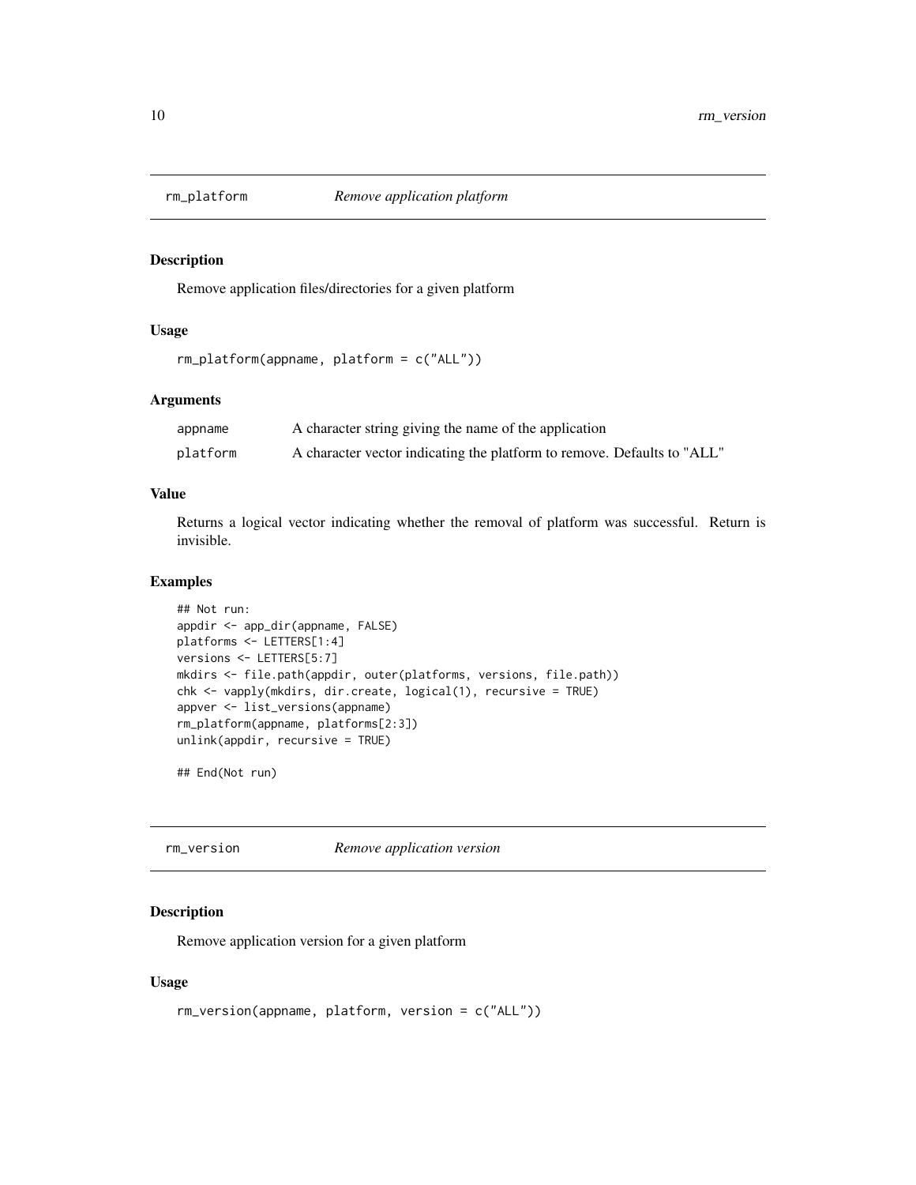## rm_platform — *Remove application platform*

### Description

Remove application files/directories for a given platform

### Usage

```
rm_platform(appname, platform = c("ALL"))
```

### Arguments

| | |
|---|---|
| `appname` | A character string giving the name of the application |
| `platform` | A character vector indicating the platform to remove. Defaults to "ALL" |

### Value

Returns a logical vector indicating whether the removal of platform was successful. Return is invisible.

### Examples

```
## Not run:
appdir <- app_dir(appname, FALSE)
platforms <- LETTERS[1:4]
versions <- LETTERS[5:7]
mkdirs <- file.path(appdir, outer(platforms, versions, file.path))
chk <- vapply(mkdirs, dir.create, logical(1), recursive = TRUE)
appver <- list_versions(appname)
rm_platform(appname, platforms[2:3])
unlink(appdir, recursive = TRUE)

## End(Not run)
```

## rm_version — *Remove application version*

### Description

Remove application version for a given platform

### Usage

```
rm_version(appname, platform, version = c("ALL"))
```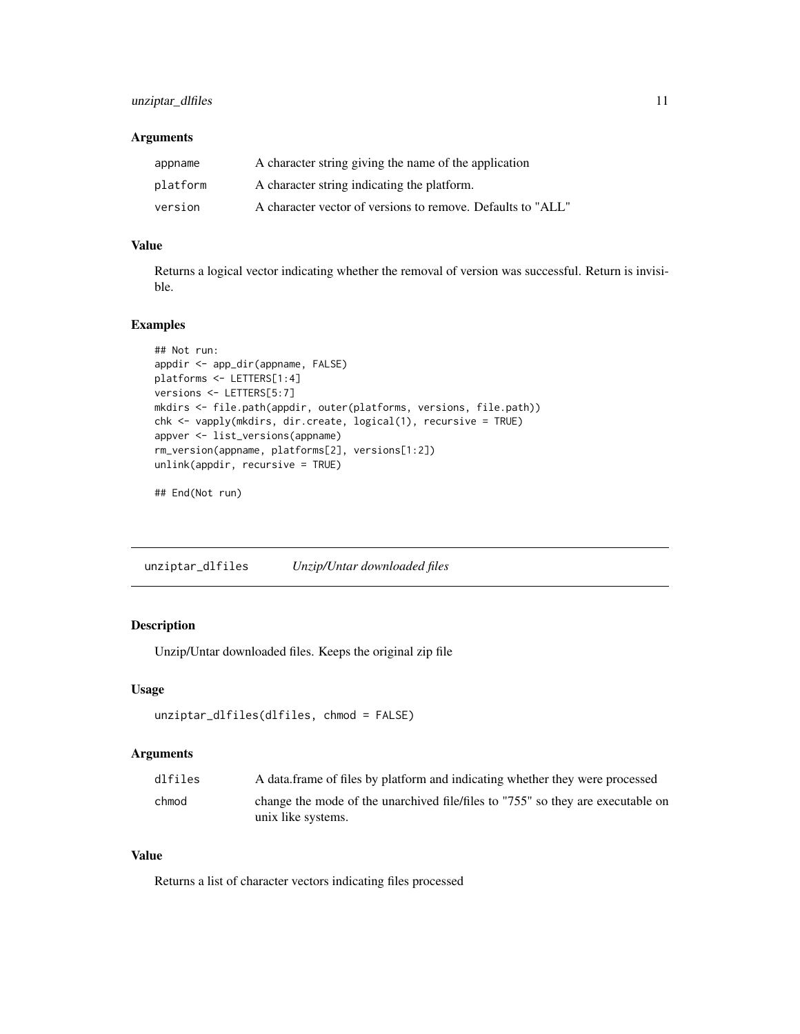### Arguments

| | |
|---|---|
| appname | A character string giving the name of the application |
| platform | A character string indicating the platform. |
| version | A character vector of versions to remove. Defaults to "ALL" |

### Value

Returns a logical vector indicating whether the removal of version was successful. Return is invisible.

### Examples

```
## Not run:
appdir <- app_dir(appname, FALSE)
platforms <- LETTERS[1:4]
versions <- LETTERS[5:7]
mkdirs <- file.path(appdir, outer(platforms, versions, file.path))
chk <- vapply(mkdirs, dir.create, logical(1), recursive = TRUE)
appver <- list_versions(appname)
rm_version(appname, platforms[2], versions[1:2])
unlink(appdir, recursive = TRUE)

## End(Not run)
```

## unziptar_dlfiles *Unzip/Untar downloaded files*

### Description

Unzip/Untar downloaded files. Keeps the original zip file

### Usage

```
unziptar_dlfiles(dlfiles, chmod = FALSE)
```

### Arguments

| | |
|---|---|
| dlfiles | A data.frame of files by platform and indicating whether they were processed |
| chmod | change the mode of the unarchived file/files to "755" so they are executable on unix like systems. |

### Value

Returns a list of character vectors indicating files processed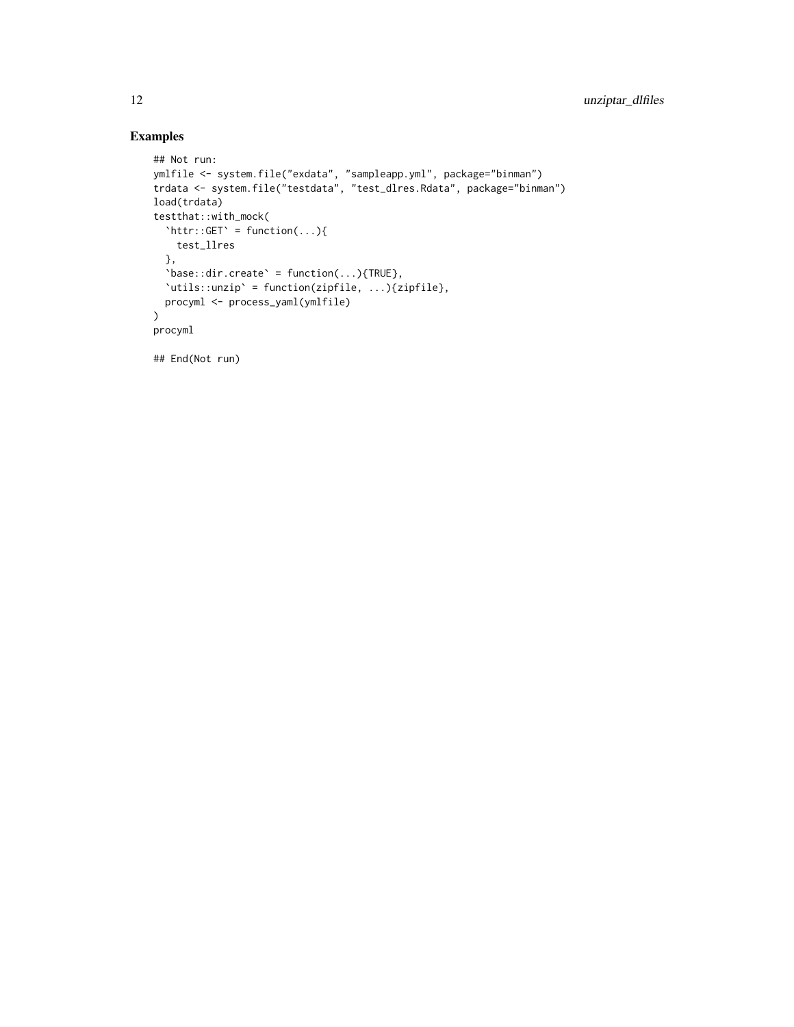## Examples

```
## Not run:
ymlfile <- system.file("exdata", "sampleapp.yml", package="binman")
trdata <- system.file("testdata", "test_dlres.Rdata", package="binman")
load(trdata)
testthat::with_mock(
  `httr::GET` = function(...){
    test_llres
  },
  `base::dir.create` = function(...){TRUE},
  `utils::unzip` = function(zipfile, ...){zipfile},
  procyml <- process_yaml(ymlfile)
)
procyml

## End(Not run)
```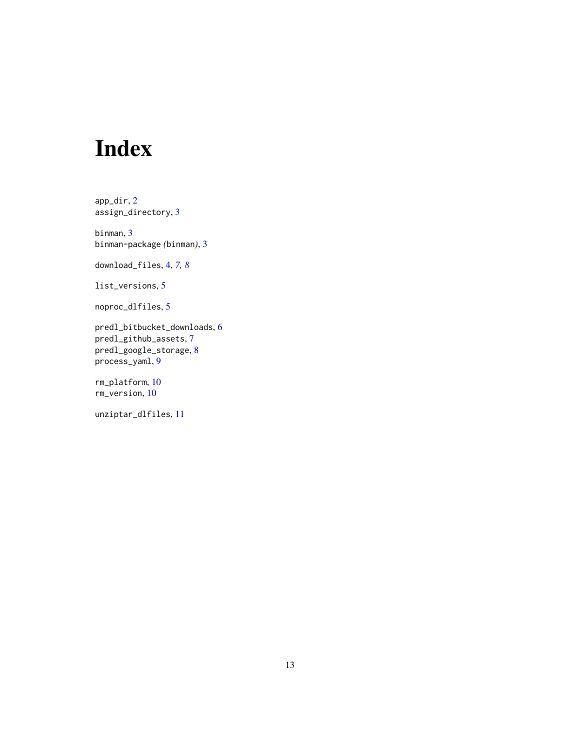# Index

app_dir, 2
assign_directory, 3

binman, 3
binman-package *(*binman*)*, 3

download_files, 4, *7, 8*

list_versions, 5

noproc_dlfiles, 5

predl_bitbucket_downloads, 6
predl_github_assets, 7
predl_google_storage, 8
process_yaml, 9

rm_platform, 10
rm_version, 10

unziptar_dlfiles, 11